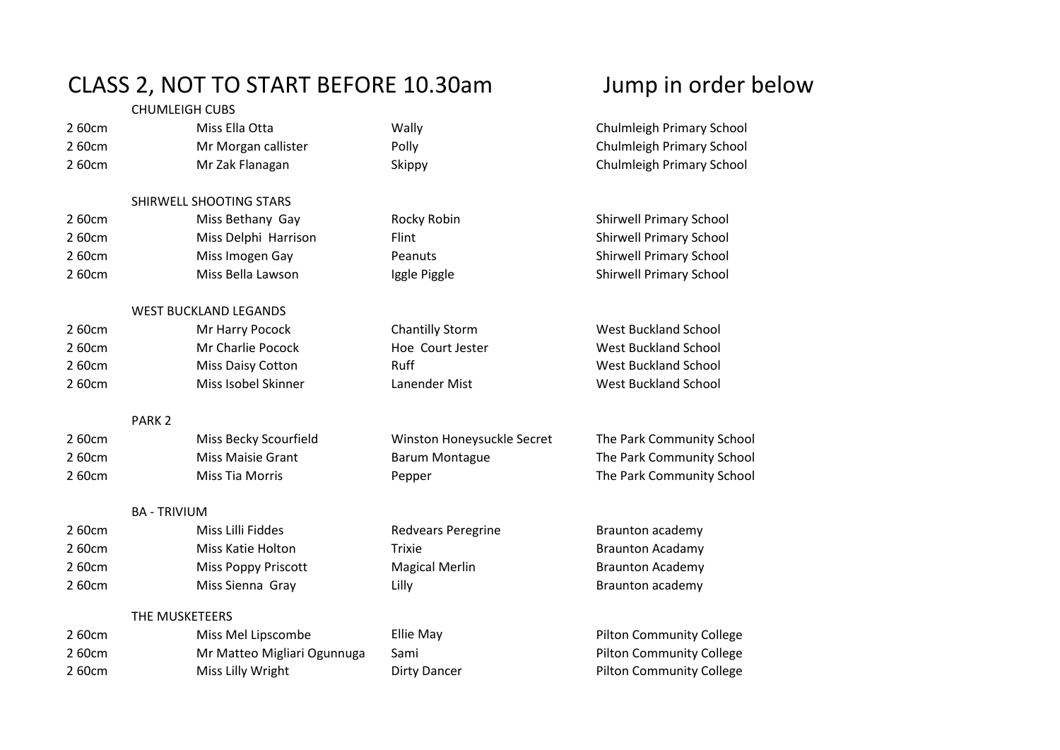# CLASS 2, NOT TO START BEFORE 10.30am

Jump in order below

| | | | |
|---|---|---|---|
| | CHUMLEIGH CUBS | | |
| 2 60cm | Miss Ella Otta | Wally | Chulmleigh Primary School |
| 2 60cm | Mr Morgan callister | Polly | Chulmleigh Primary School |
| 2 60cm | Mr Zak Flanagan | Skippy | Chulmleigh Primary School |
| | SHIRWELL SHOOTING STARS | | |
| 2 60cm | Miss Bethany Gay | Rocky Robin | Shirwell Primary School |
| 2 60cm | Miss Delphi Harrison | Flint | Shirwell Primary School |
| 2 60cm | Miss Imogen Gay | Peanuts | Shirwell Primary School |
| 2 60cm | Miss Bella Lawson | Iggle Piggle | Shirwell Primary School |
| | WEST BUCKLAND LEGANDS | | |
| 2 60cm | Mr Harry Pocock | Chantilly Storm | West Buckland School |
| 2 60cm | Mr Charlie Pocock | Hoe Court Jester | West Buckland School |
| 2 60cm | Miss Daisy Cotton | Ruff | West Buckland School |
| 2 60cm | Miss Isobel Skinner | Lanender Mist | West Buckland School |
| | PARK 2 | | |
| 2 60cm | Miss Becky Scourfield | Winston Honeysuckle Secret | The Park Community School |
| 2 60cm | Miss Maisie Grant | Barum Montague | The Park Community School |
| 2 60cm | Miss Tia Morris | Pepper | The Park Community School |
| | BA - TRIVIUM | | |
| 2 60cm | Miss Lilli Fiddes | Redvears Peregrine | Braunton academy |
| 2 60cm | Miss Katie Holton | Trixie | Braunton Acadamy |
| 2 60cm | Miss Poppy Priscott | Magical Merlin | Braunton Academy |
| 2 60cm | Miss Sienna Gray | Lilly | Braunton academy |
| | THE MUSKETEERS | | |
| 2 60cm | Miss Mel Lipscombe | Ellie May | Pilton Community College |
| 2 60cm | Mr Matteo Migliari Ogunnuga | Sami | Pilton Community College |
| 2 60cm | Miss Lilly Wright | Dirty Dancer | Pilton Community College |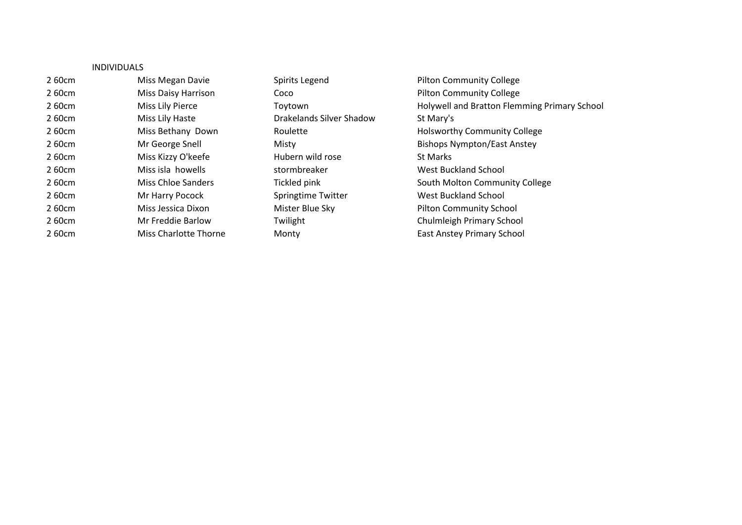INDIVIDUALS

| | | | |
|---|---|---|---|
| 2 60cm | Miss Megan Davie | Spirits Legend | Pilton Community College |
| 2 60cm | Miss Daisy Harrison | Coco | Pilton Community College |
| 2 60cm | Miss Lily Pierce | Toytown | Holywell and Bratton Flemming Primary School |
| 2 60cm | Miss Lily Haste | Drakelands Silver Shadow | St Mary's |
| 2 60cm | Miss Bethany Down | Roulette | Holsworthy Community College |
| 2 60cm | Mr George Snell | Misty | Bishops Nympton/East Anstey |
| 2 60cm | Miss Kizzy O'keefe | Hubern wild rose | St Marks |
| 2 60cm | Miss isla howells | stormbreaker | West Buckland School |
| 2 60cm | Miss Chloe Sanders | Tickled pink | South Molton Community College |
| 2 60cm | Mr Harry Pocock | Springtime Twitter | West Buckland School |
| 2 60cm | Miss Jessica Dixon | Mister Blue Sky | Pilton Community School |
| 2 60cm | Mr Freddie Barlow | Twilight | Chulmleigh Primary School |
| 2 60cm | Miss Charlotte Thorne | Monty | East Anstey Primary School |